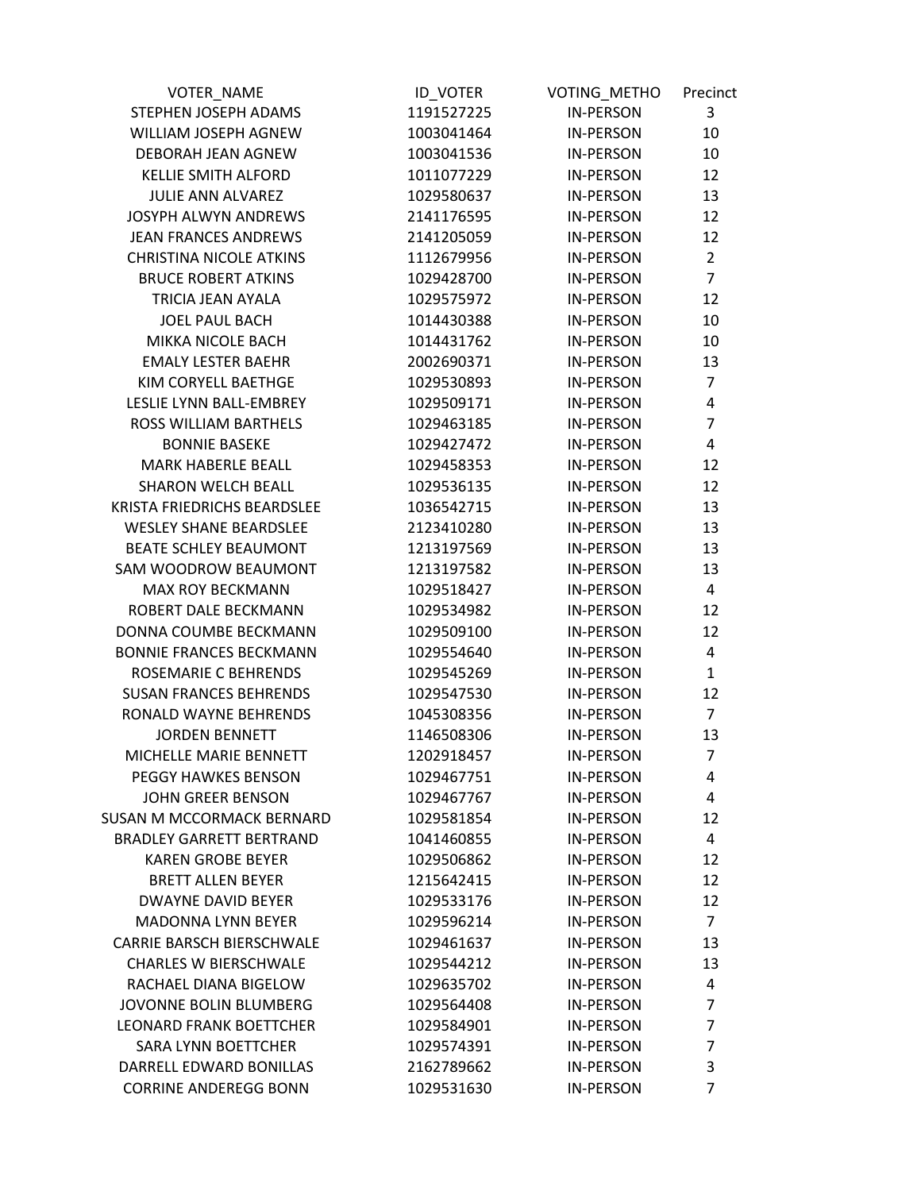| VOTER_NAME | ID_VOTER | VOTING_METHO | Precinct |
|---|---|---|---|
| STEPHEN JOSEPH ADAMS | 1191527225 | IN-PERSON | 3 |
| WILLIAM JOSEPH AGNEW | 1003041464 | IN-PERSON | 10 |
| DEBORAH JEAN AGNEW | 1003041536 | IN-PERSON | 10 |
| KELLIE SMITH ALFORD | 1011077229 | IN-PERSON | 12 |
| JULIE ANN ALVAREZ | 1029580637 | IN-PERSON | 13 |
| JOSYPH ALWYN ANDREWS | 2141176595 | IN-PERSON | 12 |
| JEAN FRANCES ANDREWS | 2141205059 | IN-PERSON | 12 |
| CHRISTINA NICOLE ATKINS | 1112679956 | IN-PERSON | 2 |
| BRUCE ROBERT ATKINS | 1029428700 | IN-PERSON | 7 |
| TRICIA JEAN AYALA | 1029575972 | IN-PERSON | 12 |
| JOEL PAUL BACH | 1014430388 | IN-PERSON | 10 |
| MIKKA NICOLE BACH | 1014431762 | IN-PERSON | 10 |
| EMALY LESTER BAEHR | 2002690371 | IN-PERSON | 13 |
| KIM CORYELL BAETHGE | 1029530893 | IN-PERSON | 7 |
| LESLIE LYNN BALL-EMBREY | 1029509171 | IN-PERSON | 4 |
| ROSS WILLIAM BARTHELS | 1029463185 | IN-PERSON | 7 |
| BONNIE BASEKE | 1029427472 | IN-PERSON | 4 |
| MARK HABERLE BEALL | 1029458353 | IN-PERSON | 12 |
| SHARON WELCH BEALL | 1029536135 | IN-PERSON | 12 |
| KRISTA FRIEDRICHS BEARDSLEE | 1036542715 | IN-PERSON | 13 |
| WESLEY SHANE BEARDSLEE | 2123410280 | IN-PERSON | 13 |
| BEATE SCHLEY BEAUMONT | 1213197569 | IN-PERSON | 13 |
| SAM WOODROW BEAUMONT | 1213197582 | IN-PERSON | 13 |
| MAX ROY BECKMANN | 1029518427 | IN-PERSON | 4 |
| ROBERT DALE BECKMANN | 1029534982 | IN-PERSON | 12 |
| DONNA COUMBE BECKMANN | 1029509100 | IN-PERSON | 12 |
| BONNIE FRANCES BECKMANN | 1029554640 | IN-PERSON | 4 |
| ROSEMARIE C BEHRENDS | 1029545269 | IN-PERSON | 1 |
| SUSAN FRANCES BEHRENDS | 1029547530 | IN-PERSON | 12 |
| RONALD WAYNE BEHRENDS | 1045308356 | IN-PERSON | 7 |
| JORDEN BENNETT | 1146508306 | IN-PERSON | 13 |
| MICHELLE MARIE BENNETT | 1202918457 | IN-PERSON | 7 |
| PEGGY HAWKES BENSON | 1029467751 | IN-PERSON | 4 |
| JOHN GREER BENSON | 1029467767 | IN-PERSON | 4 |
| SUSAN M MCCORMACK BERNARD | 1029581854 | IN-PERSON | 12 |
| BRADLEY GARRETT BERTRAND | 1041460855 | IN-PERSON | 4 |
| KAREN GROBE BEYER | 1029506862 | IN-PERSON | 12 |
| BRETT ALLEN BEYER | 1215642415 | IN-PERSON | 12 |
| DWAYNE DAVID BEYER | 1029533176 | IN-PERSON | 12 |
| MADONNA LYNN BEYER | 1029596214 | IN-PERSON | 7 |
| CARRIE BARSCH BIERSCHWALE | 1029461637 | IN-PERSON | 13 |
| CHARLES W BIERSCHWALE | 1029544212 | IN-PERSON | 13 |
| RACHAEL DIANA BIGELOW | 1029635702 | IN-PERSON | 4 |
| JOVONNE BOLIN BLUMBERG | 1029564408 | IN-PERSON | 7 |
| LEONARD FRANK BOETTCHER | 1029584901 | IN-PERSON | 7 |
| SARA LYNN BOETTCHER | 1029574391 | IN-PERSON | 7 |
| DARRELL EDWARD BONILLAS | 2162789662 | IN-PERSON | 3 |
| CORRINE ANDEREGG BONN | 1029531630 | IN-PERSON | 7 |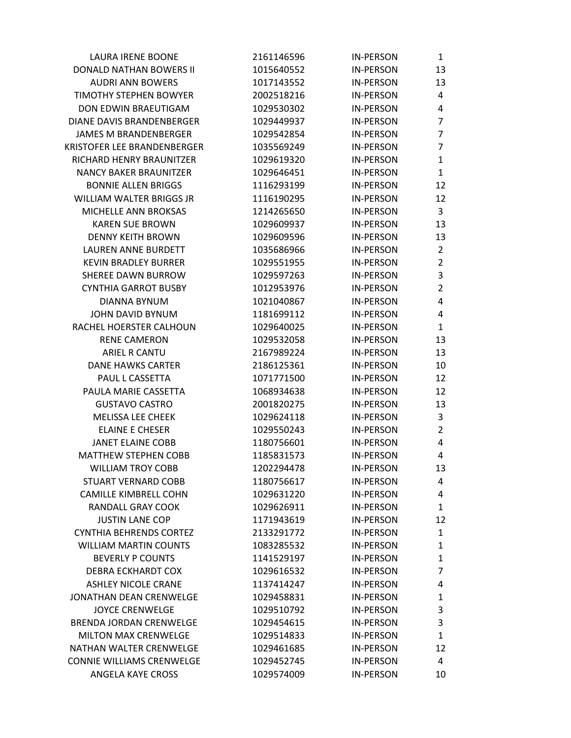| | | | |
|---|---|---|---|
| LAURA IRENE BOONE | 2161146596 | IN-PERSON | 1 |
| DONALD NATHAN BOWERS II | 1015640552 | IN-PERSON | 13 |
| AUDRI ANN BOWERS | 1017143552 | IN-PERSON | 13 |
| TIMOTHY STEPHEN BOWYER | 2002518216 | IN-PERSON | 4 |
| DON EDWIN BRAEUTIGAM | 1029530302 | IN-PERSON | 4 |
| DIANE DAVIS BRANDENBERGER | 1029449937 | IN-PERSON | 7 |
| JAMES M BRANDENBERGER | 1029542854 | IN-PERSON | 7 |
| KRISTOFER LEE BRANDENBERGER | 1035569249 | IN-PERSON | 7 |
| RICHARD HENRY BRAUNITZER | 1029619320 | IN-PERSON | 1 |
| NANCY BAKER BRAUNITZER | 1029646451 | IN-PERSON | 1 |
| BONNIE ALLEN BRIGGS | 1116293199 | IN-PERSON | 12 |
| WILLIAM WALTER BRIGGS JR | 1116190295 | IN-PERSON | 12 |
| MICHELLE ANN BROKSAS | 1214265650 | IN-PERSON | 3 |
| KAREN SUE BROWN | 1029609937 | IN-PERSON | 13 |
| DENNY KEITH BROWN | 1029609596 | IN-PERSON | 13 |
| LAUREN ANNE BURDETT | 1035686966 | IN-PERSON | 2 |
| KEVIN BRADLEY BURRER | 1029551955 | IN-PERSON | 2 |
| SHEREE DAWN BURROW | 1029597263 | IN-PERSON | 3 |
| CYNTHIA GARROT BUSBY | 1012953976 | IN-PERSON | 2 |
| DIANNA BYNUM | 1021040867 | IN-PERSON | 4 |
| JOHN DAVID BYNUM | 1181699112 | IN-PERSON | 4 |
| RACHEL HOERSTER CALHOUN | 1029640025 | IN-PERSON | 1 |
| RENE CAMERON | 1029532058 | IN-PERSON | 13 |
| ARIEL R CANTU | 2167989224 | IN-PERSON | 13 |
| DANE HAWKS CARTER | 2186125361 | IN-PERSON | 10 |
| PAUL L CASSETTA | 1071771500 | IN-PERSON | 12 |
| PAULA MARIE CASSETTA | 1068934638 | IN-PERSON | 12 |
| GUSTAVO CASTRO | 2001820275 | IN-PERSON | 13 |
| MELISSA LEE CHEEK | 1029624118 | IN-PERSON | 3 |
| ELAINE E CHESER | 1029550243 | IN-PERSON | 2 |
| JANET ELAINE COBB | 1180756601 | IN-PERSON | 4 |
| MATTHEW STEPHEN COBB | 1185831573 | IN-PERSON | 4 |
| WILLIAM TROY COBB | 1202294478 | IN-PERSON | 13 |
| STUART VERNARD COBB | 1180756617 | IN-PERSON | 4 |
| CAMILLE KIMBRELL COHN | 1029631220 | IN-PERSON | 4 |
| RANDALL GRAY COOK | 1029626911 | IN-PERSON | 1 |
| JUSTIN LANE COP | 1171943619 | IN-PERSON | 12 |
| CYNTHIA BEHRENDS CORTEZ | 2133291772 | IN-PERSON | 1 |
| WILLIAM MARTIN COUNTS | 1083285532 | IN-PERSON | 1 |
| BEVERLY P COUNTS | 1141529197 | IN-PERSON | 1 |
| DEBRA ECKHARDT COX | 1029616532 | IN-PERSON | 7 |
| ASHLEY NICOLE CRANE | 1137414247 | IN-PERSON | 4 |
| JONATHAN DEAN CRENWELGE | 1029458831 | IN-PERSON | 1 |
| JOYCE CRENWELGE | 1029510792 | IN-PERSON | 3 |
| BRENDA JORDAN CRENWELGE | 1029454615 | IN-PERSON | 3 |
| MILTON MAX CRENWELGE | 1029514833 | IN-PERSON | 1 |
| NATHAN WALTER CRENWELGE | 1029461685 | IN-PERSON | 12 |
| CONNIE WILLIAMS CRENWELGE | 1029452745 | IN-PERSON | 4 |
| ANGELA KAYE CROSS | 1029574009 | IN-PERSON | 10 |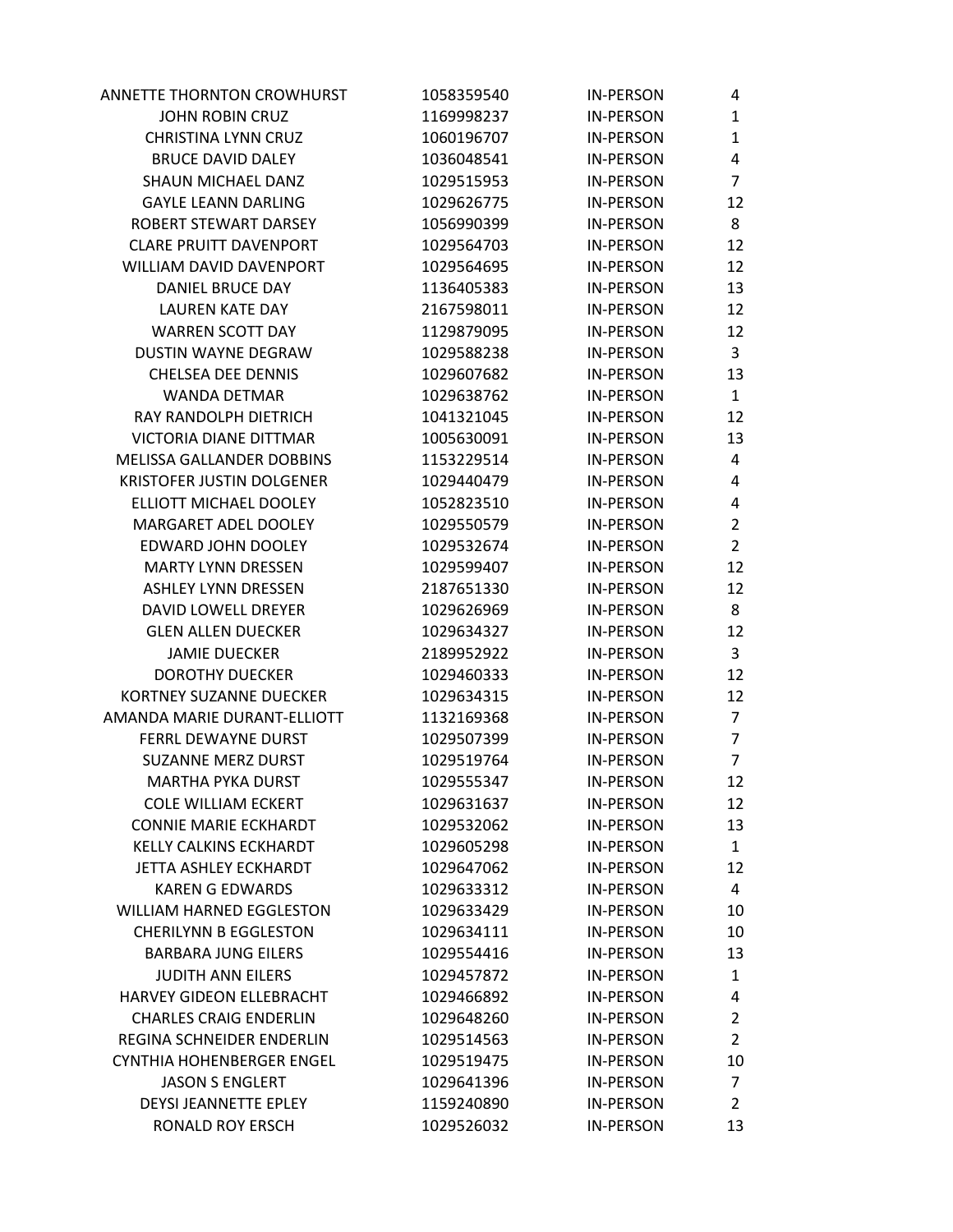| | | | |
|---|---|---|---|
| ANNETTE THORNTON CROWHURST | 1058359540 | IN-PERSON | 4 |
| JOHN ROBIN CRUZ | 1169998237 | IN-PERSON | 1 |
| CHRISTINA LYNN CRUZ | 1060196707 | IN-PERSON | 1 |
| BRUCE DAVID DALEY | 1036048541 | IN-PERSON | 4 |
| SHAUN MICHAEL DANZ | 1029515953 | IN-PERSON | 7 |
| GAYLE LEANN DARLING | 1029626775 | IN-PERSON | 12 |
| ROBERT STEWART DARSEY | 1056990399 | IN-PERSON | 8 |
| CLARE PRUITT DAVENPORT | 1029564703 | IN-PERSON | 12 |
| WILLIAM DAVID DAVENPORT | 1029564695 | IN-PERSON | 12 |
| DANIEL BRUCE DAY | 1136405383 | IN-PERSON | 13 |
| LAUREN KATE DAY | 2167598011 | IN-PERSON | 12 |
| WARREN SCOTT DAY | 1129879095 | IN-PERSON | 12 |
| DUSTIN WAYNE DEGRAW | 1029588238 | IN-PERSON | 3 |
| CHELSEA DEE DENNIS | 1029607682 | IN-PERSON | 13 |
| WANDA DETMAR | 1029638762 | IN-PERSON | 1 |
| RAY RANDOLPH DIETRICH | 1041321045 | IN-PERSON | 12 |
| VICTORIA DIANE DITTMAR | 1005630091 | IN-PERSON | 13 |
| MELISSA GALLANDER DOBBINS | 1153229514 | IN-PERSON | 4 |
| KRISTOFER JUSTIN DOLGENER | 1029440479 | IN-PERSON | 4 |
| ELLIOTT MICHAEL DOOLEY | 1052823510 | IN-PERSON | 4 |
| MARGARET ADEL DOOLEY | 1029550579 | IN-PERSON | 2 |
| EDWARD JOHN DOOLEY | 1029532674 | IN-PERSON | 2 |
| MARTY LYNN DRESSEN | 1029599407 | IN-PERSON | 12 |
| ASHLEY LYNN DRESSEN | 2187651330 | IN-PERSON | 12 |
| DAVID LOWELL DREYER | 1029626969 | IN-PERSON | 8 |
| GLEN ALLEN DUECKER | 1029634327 | IN-PERSON | 12 |
| JAMIE DUECKER | 2189952922 | IN-PERSON | 3 |
| DOROTHY DUECKER | 1029460333 | IN-PERSON | 12 |
| KORTNEY SUZANNE DUECKER | 1029634315 | IN-PERSON | 12 |
| AMANDA MARIE DURANT-ELLIOTT | 1132169368 | IN-PERSON | 7 |
| FERRL DEWAYNE DURST | 1029507399 | IN-PERSON | 7 |
| SUZANNE MERZ DURST | 1029519764 | IN-PERSON | 7 |
| MARTHA PYKA DURST | 1029555347 | IN-PERSON | 12 |
| COLE WILLIAM ECKERT | 1029631637 | IN-PERSON | 12 |
| CONNIE MARIE ECKHARDT | 1029532062 | IN-PERSON | 13 |
| KELLY CALKINS ECKHARDT | 1029605298 | IN-PERSON | 1 |
| JETTA ASHLEY ECKHARDT | 1029647062 | IN-PERSON | 12 |
| KAREN G EDWARDS | 1029633312 | IN-PERSON | 4 |
| WILLIAM HARNED EGGLESTON | 1029633429 | IN-PERSON | 10 |
| CHERILYNN B EGGLESTON | 1029634111 | IN-PERSON | 10 |
| BARBARA JUNG EILERS | 1029554416 | IN-PERSON | 13 |
| JUDITH ANN EILERS | 1029457872 | IN-PERSON | 1 |
| HARVEY GIDEON ELLEBRACHT | 1029466892 | IN-PERSON | 4 |
| CHARLES CRAIG ENDERLIN | 1029648260 | IN-PERSON | 2 |
| REGINA SCHNEIDER ENDERLIN | 1029514563 | IN-PERSON | 2 |
| CYNTHIA HOHENBERGER ENGEL | 1029519475 | IN-PERSON | 10 |
| JASON S ENGLERT | 1029641396 | IN-PERSON | 7 |
| DEYSI JEANNETTE EPLEY | 1159240890 | IN-PERSON | 2 |
| RONALD ROY ERSCH | 1029526032 | IN-PERSON | 13 |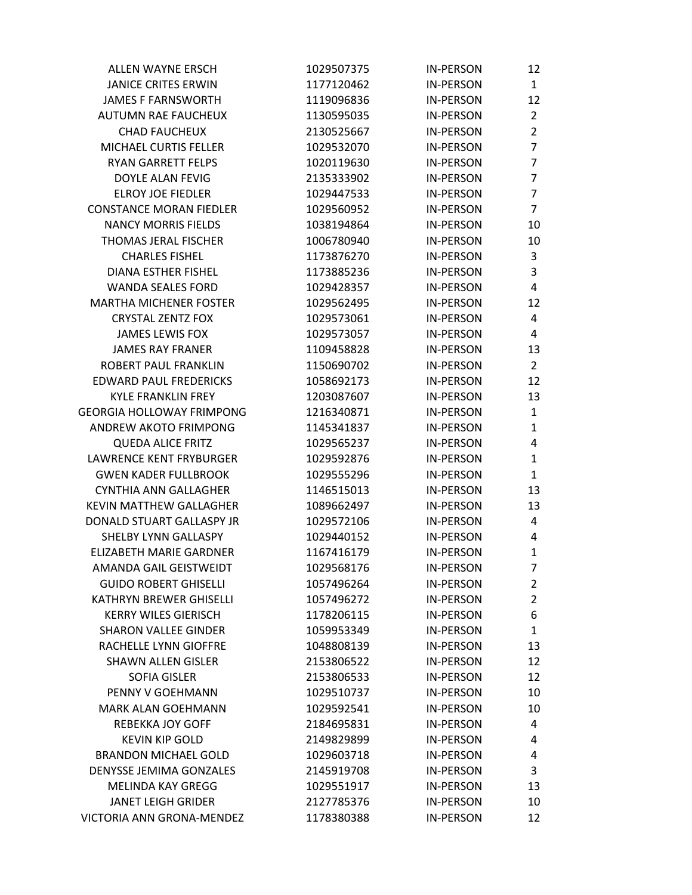| | | | |
|---|---|---|---|
| ALLEN WAYNE ERSCH | 1029507375 | IN-PERSON | 12 |
| JANICE CRITES ERWIN | 1177120462 | IN-PERSON | 1 |
| JAMES F FARNSWORTH | 1119096836 | IN-PERSON | 12 |
| AUTUMN RAE FAUCHEUX | 1130595035 | IN-PERSON | 2 |
| CHAD FAUCHEUX | 2130525667 | IN-PERSON | 2 |
| MICHAEL CURTIS FELLER | 1029532070 | IN-PERSON | 7 |
| RYAN GARRETT FELPS | 1020119630 | IN-PERSON | 7 |
| DOYLE ALAN FEVIG | 2135333902 | IN-PERSON | 7 |
| ELROY JOE FIEDLER | 1029447533 | IN-PERSON | 7 |
| CONSTANCE MORAN FIEDLER | 1029560952 | IN-PERSON | 7 |
| NANCY MORRIS FIELDS | 1038194864 | IN-PERSON | 10 |
| THOMAS JERAL FISCHER | 1006780940 | IN-PERSON | 10 |
| CHARLES FISHEL | 1173876270 | IN-PERSON | 3 |
| DIANA ESTHER FISHEL | 1173885236 | IN-PERSON | 3 |
| WANDA SEALES FORD | 1029428357 | IN-PERSON | 4 |
| MARTHA MICHENER FOSTER | 1029562495 | IN-PERSON | 12 |
| CRYSTAL ZENTZ FOX | 1029573061 | IN-PERSON | 4 |
| JAMES LEWIS FOX | 1029573057 | IN-PERSON | 4 |
| JAMES RAY FRANER | 1109458828 | IN-PERSON | 13 |
| ROBERT PAUL FRANKLIN | 1150690702 | IN-PERSON | 2 |
| EDWARD PAUL FREDERICKS | 1058692173 | IN-PERSON | 12 |
| KYLE FRANKLIN FREY | 1203087607 | IN-PERSON | 13 |
| GEORGIA HOLLOWAY FRIMPONG | 1216340871 | IN-PERSON | 1 |
| ANDREW AKOTO FRIMPONG | 1145341837 | IN-PERSON | 1 |
| QUEDA ALICE FRITZ | 1029565237 | IN-PERSON | 4 |
| LAWRENCE KENT FRYBURGER | 1029592876 | IN-PERSON | 1 |
| GWEN KADER FULLBROOK | 1029555296 | IN-PERSON | 1 |
| CYNTHIA ANN GALLAGHER | 1146515013 | IN-PERSON | 13 |
| KEVIN MATTHEW GALLAGHER | 1089662497 | IN-PERSON | 13 |
| DONALD STUART GALLASPY JR | 1029572106 | IN-PERSON | 4 |
| SHELBY LYNN GALLASPY | 1029440152 | IN-PERSON | 4 |
| ELIZABETH MARIE GARDNER | 1167416179 | IN-PERSON | 1 |
| AMANDA GAIL GEISTWEIDT | 1029568176 | IN-PERSON | 7 |
| GUIDO ROBERT GHISELLI | 1057496264 | IN-PERSON | 2 |
| KATHRYN BREWER GHISELLI | 1057496272 | IN-PERSON | 2 |
| KERRY WILES GIERISCH | 1178206115 | IN-PERSON | 6 |
| SHARON VALLEE GINDER | 1059953349 | IN-PERSON | 1 |
| RACHELLE LYNN GIOFFRE | 1048808139 | IN-PERSON | 13 |
| SHAWN ALLEN GISLER | 2153806522 | IN-PERSON | 12 |
| SOFIA GISLER | 2153806533 | IN-PERSON | 12 |
| PENNY V GOEHMANN | 1029510737 | IN-PERSON | 10 |
| MARK ALAN GOEHMANN | 1029592541 | IN-PERSON | 10 |
| REBEKKA JOY GOFF | 2184695831 | IN-PERSON | 4 |
| KEVIN KIP GOLD | 2149829899 | IN-PERSON | 4 |
| BRANDON MICHAEL GOLD | 1029603718 | IN-PERSON | 4 |
| DENYSSE JEMIMA GONZALES | 2145919708 | IN-PERSON | 3 |
| MELINDA KAY GREGG | 1029551917 | IN-PERSON | 13 |
| JANET LEIGH GRIDER | 2127785376 | IN-PERSON | 10 |
| VICTORIA ANN GRONA-MENDEZ | 1178380388 | IN-PERSON | 12 |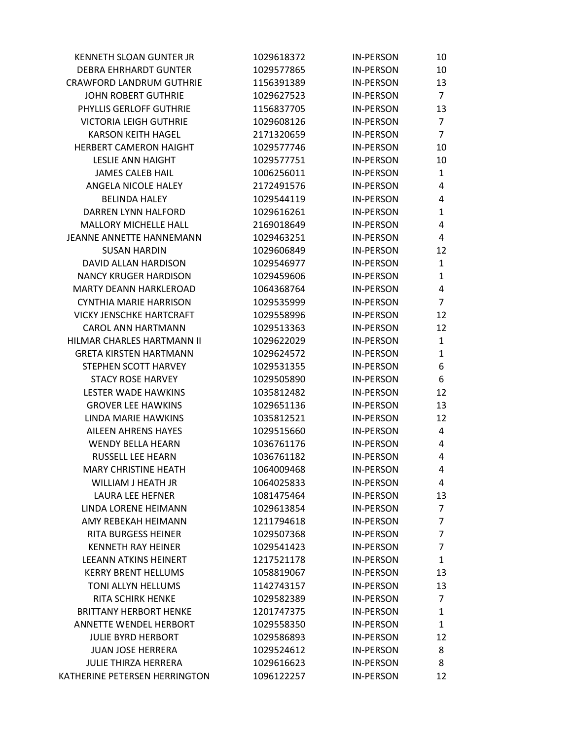| | | | |
|---|---|---|---|
| KENNETH SLOAN GUNTER JR | 1029618372 | IN-PERSON | 10 |
| DEBRA EHRHARDT GUNTER | 1029577865 | IN-PERSON | 10 |
| CRAWFORD LANDRUM GUTHRIE | 1156391389 | IN-PERSON | 13 |
| JOHN ROBERT GUTHRIE | 1029627523 | IN-PERSON | 7 |
| PHYLLIS GERLOFF GUTHRIE | 1156837705 | IN-PERSON | 13 |
| VICTORIA LEIGH GUTHRIE | 1029608126 | IN-PERSON | 7 |
| KARSON KEITH HAGEL | 2171320659 | IN-PERSON | 7 |
| HERBERT CAMERON HAIGHT | 1029577746 | IN-PERSON | 10 |
| LESLIE ANN HAIGHT | 1029577751 | IN-PERSON | 10 |
| JAMES CALEB HAIL | 1006256011 | IN-PERSON | 1 |
| ANGELA NICOLE HALEY | 2172491576 | IN-PERSON | 4 |
| BELINDA HALEY | 1029544119 | IN-PERSON | 4 |
| DARREN LYNN HALFORD | 1029616261 | IN-PERSON | 1 |
| MALLORY MICHELLE HALL | 2169018649 | IN-PERSON | 4 |
| JEANNE ANNETTE HANNEMANN | 1029463251 | IN-PERSON | 4 |
| SUSAN HARDIN | 1029606849 | IN-PERSON | 12 |
| DAVID ALLAN HARDISON | 1029546977 | IN-PERSON | 1 |
| NANCY KRUGER HARDISON | 1029459606 | IN-PERSON | 1 |
| MARTY DEANN HARKLEROAD | 1064368764 | IN-PERSON | 4 |
| CYNTHIA MARIE HARRISON | 1029535999 | IN-PERSON | 7 |
| VICKY JENSCHKE HARTCRAFT | 1029558996 | IN-PERSON | 12 |
| CAROL ANN HARTMANN | 1029513363 | IN-PERSON | 12 |
| HILMAR CHARLES HARTMANN II | 1029622029 | IN-PERSON | 1 |
| GRETA KIRSTEN HARTMANN | 1029624572 | IN-PERSON | 1 |
| STEPHEN SCOTT HARVEY | 1029531355 | IN-PERSON | 6 |
| STACY ROSE HARVEY | 1029505890 | IN-PERSON | 6 |
| LESTER WADE HAWKINS | 1035812482 | IN-PERSON | 12 |
| GROVER LEE HAWKINS | 1029651136 | IN-PERSON | 13 |
| LINDA MARIE HAWKINS | 1035812521 | IN-PERSON | 12 |
| AILEEN AHRENS HAYES | 1029515660 | IN-PERSON | 4 |
| WENDY BELLA HEARN | 1036761176 | IN-PERSON | 4 |
| RUSSELL LEE HEARN | 1036761182 | IN-PERSON | 4 |
| MARY CHRISTINE HEATH | 1064009468 | IN-PERSON | 4 |
| WILLIAM J HEATH JR | 1064025833 | IN-PERSON | 4 |
| LAURA LEE HEFNER | 1081475464 | IN-PERSON | 13 |
| LINDA LORENE HEIMANN | 1029613854 | IN-PERSON | 7 |
| AMY REBEKAH HEIMANN | 1211794618 | IN-PERSON | 7 |
| RITA BURGESS HEINER | 1029507368 | IN-PERSON | 7 |
| KENNETH RAY HEINER | 1029541423 | IN-PERSON | 7 |
| LEEANN ATKINS HEINERT | 1217521178 | IN-PERSON | 1 |
| KERRY BRENT HELLUMS | 1058819067 | IN-PERSON | 13 |
| TONI ALLYN HELLUMS | 1142743157 | IN-PERSON | 13 |
| RITA SCHIRK HENKE | 1029582389 | IN-PERSON | 7 |
| BRITTANY HERBORT HENKE | 1201747375 | IN-PERSON | 1 |
| ANNETTE WENDEL HERBORT | 1029558350 | IN-PERSON | 1 |
| JULIE BYRD HERBORT | 1029586893 | IN-PERSON | 12 |
| JUAN JOSE HERRERA | 1029524612 | IN-PERSON | 8 |
| JULIE THIRZA HERRERA | 1029616623 | IN-PERSON | 8 |
| KATHERINE PETERSEN HERRINGTON | 1096122257 | IN-PERSON | 12 |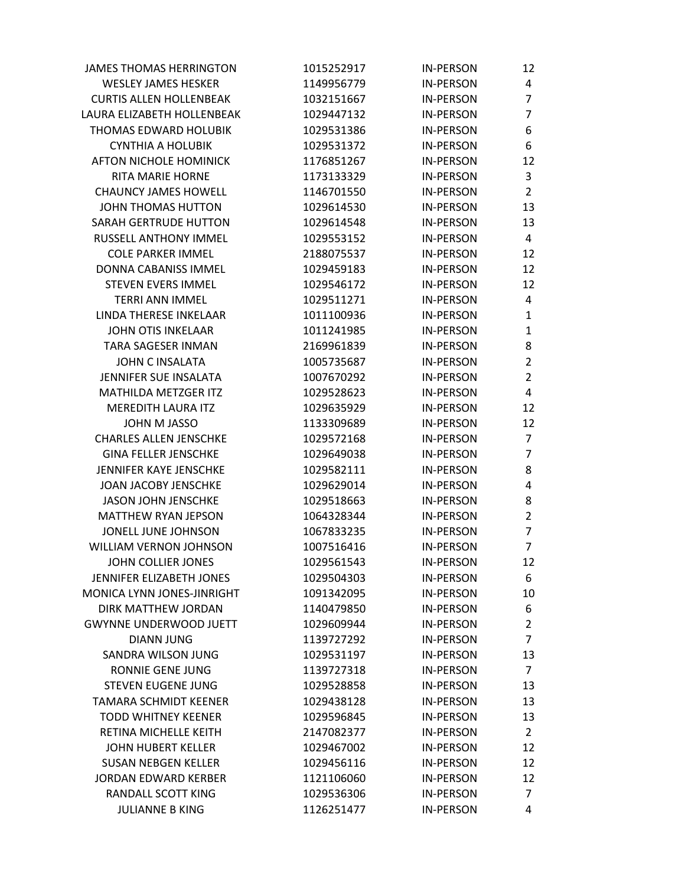| | | | |
|---|---|---|---|
| JAMES THOMAS HERRINGTON | 1015252917 | IN-PERSON | 12 |
| WESLEY JAMES HESKER | 1149956779 | IN-PERSON | 4 |
| CURTIS ALLEN HOLLENBEAK | 1032151667 | IN-PERSON | 7 |
| LAURA ELIZABETH HOLLENBEAK | 1029447132 | IN-PERSON | 7 |
| THOMAS EDWARD HOLUBIK | 1029531386 | IN-PERSON | 6 |
| CYNTHIA A HOLUBIK | 1029531372 | IN-PERSON | 6 |
| AFTON NICHOLE HOMINICK | 1176851267 | IN-PERSON | 12 |
| RITA MARIE HORNE | 1173133329 | IN-PERSON | 3 |
| CHAUNCY JAMES HOWELL | 1146701550 | IN-PERSON | 2 |
| JOHN THOMAS HUTTON | 1029614530 | IN-PERSON | 13 |
| SARAH GERTRUDE HUTTON | 1029614548 | IN-PERSON | 13 |
| RUSSELL ANTHONY IMMEL | 1029553152 | IN-PERSON | 4 |
| COLE PARKER IMMEL | 2188075537 | IN-PERSON | 12 |
| DONNA CABANISS IMMEL | 1029459183 | IN-PERSON | 12 |
| STEVEN EVERS IMMEL | 1029546172 | IN-PERSON | 12 |
| TERRI ANN IMMEL | 1029511271 | IN-PERSON | 4 |
| LINDA THERESE INKELAAR | 1011100936 | IN-PERSON | 1 |
| JOHN OTIS INKELAAR | 1011241985 | IN-PERSON | 1 |
| TARA SAGESER INMAN | 2169961839 | IN-PERSON | 8 |
| JOHN C INSALATA | 1005735687 | IN-PERSON | 2 |
| JENNIFER SUE INSALATA | 1007670292 | IN-PERSON | 2 |
| MATHILDA METZGER ITZ | 1029528623 | IN-PERSON | 4 |
| MEREDITH LAURA ITZ | 1029635929 | IN-PERSON | 12 |
| JOHN M JASSO | 1133309689 | IN-PERSON | 12 |
| CHARLES ALLEN JENSCHKE | 1029572168 | IN-PERSON | 7 |
| GINA FELLER JENSCHKE | 1029649038 | IN-PERSON | 7 |
| JENNIFER KAYE JENSCHKE | 1029582111 | IN-PERSON | 8 |
| JOAN JACOBY JENSCHKE | 1029629014 | IN-PERSON | 4 |
| JASON JOHN JENSCHKE | 1029518663 | IN-PERSON | 8 |
| MATTHEW RYAN JEPSON | 1064328344 | IN-PERSON | 2 |
| JONELL JUNE JOHNSON | 1067833235 | IN-PERSON | 7 |
| WILLIAM VERNON JOHNSON | 1007516416 | IN-PERSON | 7 |
| JOHN COLLIER JONES | 1029561543 | IN-PERSON | 12 |
| JENNIFER ELIZABETH JONES | 1029504303 | IN-PERSON | 6 |
| MONICA LYNN JONES-JINRIGHT | 1091342095 | IN-PERSON | 10 |
| DIRK MATTHEW JORDAN | 1140479850 | IN-PERSON | 6 |
| GWYNNE UNDERWOOD JUETT | 1029609944 | IN-PERSON | 2 |
| DIANN JUNG | 1139727292 | IN-PERSON | 7 |
| SANDRA WILSON JUNG | 1029531197 | IN-PERSON | 13 |
| RONNIE GENE JUNG | 1139727318 | IN-PERSON | 7 |
| STEVEN EUGENE JUNG | 1029528858 | IN-PERSON | 13 |
| TAMARA SCHMIDT KEENER | 1029438128 | IN-PERSON | 13 |
| TODD WHITNEY KEENER | 1029596845 | IN-PERSON | 13 |
| RETINA MICHELLE KEITH | 2147082377 | IN-PERSON | 2 |
| JOHN HUBERT KELLER | 1029467002 | IN-PERSON | 12 |
| SUSAN NEBGEN KELLER | 1029456116 | IN-PERSON | 12 |
| JORDAN EDWARD KERBER | 1121106060 | IN-PERSON | 12 |
| RANDALL SCOTT KING | 1029536306 | IN-PERSON | 7 |
| JULIANNE B KING | 1126251477 | IN-PERSON | 4 |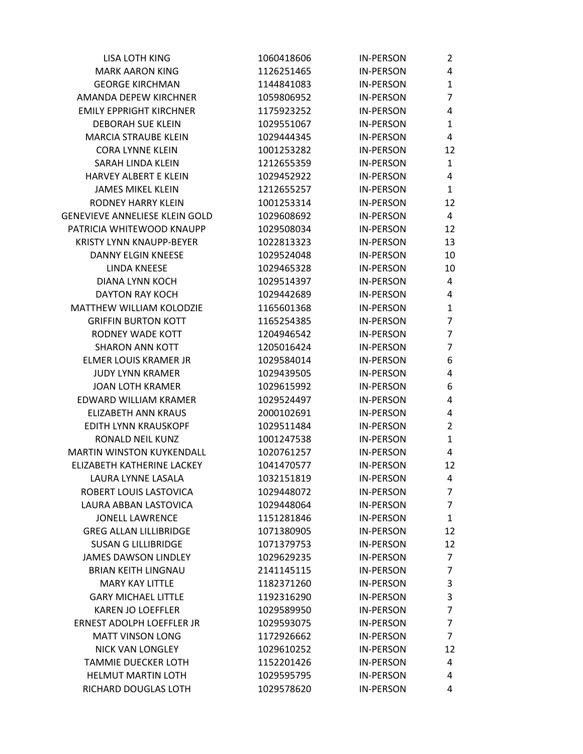| | | | |
|---|---|---|---|
| LISA LOTH KING | 1060418606 | IN-PERSON | 2 |
| MARK AARON KING | 1126251465 | IN-PERSON | 4 |
| GEORGE KIRCHMAN | 1144841083 | IN-PERSON | 1 |
| AMANDA DEPEW KIRCHNER | 1059806952 | IN-PERSON | 7 |
| EMILY EPPRIGHT KIRCHNER | 1175923252 | IN-PERSON | 4 |
| DEBORAH SUE KLEIN | 1029551067 | IN-PERSON | 1 |
| MARCIA STRAUBE KLEIN | 1029444345 | IN-PERSON | 4 |
| CORA LYNNE KLEIN | 1001253282 | IN-PERSON | 12 |
| SARAH LINDA KLEIN | 1212655359 | IN-PERSON | 1 |
| HARVEY ALBERT E KLEIN | 1029452922 | IN-PERSON | 4 |
| JAMES MIKEL KLEIN | 1212655257 | IN-PERSON | 1 |
| RODNEY HARRY KLEIN | 1001253314 | IN-PERSON | 12 |
| GENEVIEVE ANNELIESE KLEIN GOLD | 1029608692 | IN-PERSON | 4 |
| PATRICIA WHITEWOOD KNAUPP | 1029508034 | IN-PERSON | 12 |
| KRISTY LYNN KNAUPP-BEYER | 1022813323 | IN-PERSON | 13 |
| DANNY ELGIN KNEESE | 1029524048 | IN-PERSON | 10 |
| LINDA KNEESE | 1029465328 | IN-PERSON | 10 |
| DIANA LYNN KOCH | 1029514397 | IN-PERSON | 4 |
| DAYTON RAY KOCH | 1029442689 | IN-PERSON | 4 |
| MATTHEW WILLIAM KOLODZIE | 1165601368 | IN-PERSON | 1 |
| GRIFFIN BURTON KOTT | 1165254385 | IN-PERSON | 7 |
| RODNEY WADE KOTT | 1204946542 | IN-PERSON | 7 |
| SHARON ANN KOTT | 1205016424 | IN-PERSON | 7 |
| ELMER LOUIS KRAMER JR | 1029584014 | IN-PERSON | 6 |
| JUDY LYNN KRAMER | 1029439505 | IN-PERSON | 4 |
| JOAN LOTH KRAMER | 1029615992 | IN-PERSON | 6 |
| EDWARD WILLIAM KRAMER | 1029524497 | IN-PERSON | 4 |
| ELIZABETH ANN KRAUS | 2000102691 | IN-PERSON | 4 |
| EDITH LYNN KRAUSKOPF | 1029511484 | IN-PERSON | 2 |
| RONALD NEIL KUNZ | 1001247538 | IN-PERSON | 1 |
| MARTIN WINSTON KUYKENDALL | 1020761257 | IN-PERSON | 4 |
| ELIZABETH KATHERINE LACKEY | 1041470577 | IN-PERSON | 12 |
| LAURA LYNNE LASALA | 1032151819 | IN-PERSON | 4 |
| ROBERT LOUIS LASTOVICA | 1029448072 | IN-PERSON | 7 |
| LAURA ABBAN LASTOVICA | 1029448064 | IN-PERSON | 7 |
| JONELL LAWRENCE | 1151281846 | IN-PERSON | 1 |
| GREG ALLAN LILLIBRIDGE | 1071380905 | IN-PERSON | 12 |
| SUSAN G LILLIBRIDGE | 1071379753 | IN-PERSON | 12 |
| JAMES DAWSON LINDLEY | 1029629235 | IN-PERSON | 7 |
| BRIAN KEITH LINGNAU | 2141145115 | IN-PERSON | 7 |
| MARY KAY LITTLE | 1182371260 | IN-PERSON | 3 |
| GARY MICHAEL LITTLE | 1192316290 | IN-PERSON | 3 |
| KAREN JO LOEFFLER | 1029589950 | IN-PERSON | 7 |
| ERNEST ADOLPH LOEFFLER JR | 1029593075 | IN-PERSON | 7 |
| MATT VINSON LONG | 1172926662 | IN-PERSON | 7 |
| NICK VAN LONGLEY | 1029610252 | IN-PERSON | 12 |
| TAMMIE DUECKER LOTH | 1152201426 | IN-PERSON | 4 |
| HELMUT MARTIN LOTH | 1029595795 | IN-PERSON | 4 |
| RICHARD DOUGLAS LOTH | 1029578620 | IN-PERSON | 4 |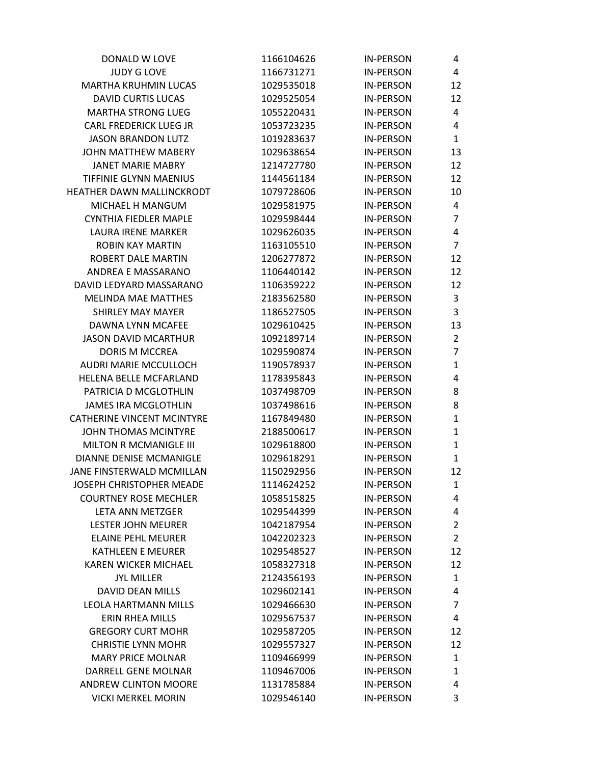| | | | |
|---|---|---|---|
| DONALD W LOVE | 1166104626 | IN-PERSON | 4 |
| JUDY G LOVE | 1166731271 | IN-PERSON | 4 |
| MARTHA KRUHMIN LUCAS | 1029535018 | IN-PERSON | 12 |
| DAVID CURTIS LUCAS | 1029525054 | IN-PERSON | 12 |
| MARTHA STRONG LUEG | 1055220431 | IN-PERSON | 4 |
| CARL FREDERICK LUEG JR | 1053723235 | IN-PERSON | 4 |
| JASON BRANDON LUTZ | 1019283637 | IN-PERSON | 1 |
| JOHN MATTHEW MABERY | 1029638654 | IN-PERSON | 13 |
| JANET MARIE MABRY | 1214727780 | IN-PERSON | 12 |
| TIFFINIE GLYNN MAENIUS | 1144561184 | IN-PERSON | 12 |
| HEATHER DAWN MALLINCKRODT | 1079728606 | IN-PERSON | 10 |
| MICHAEL H MANGUM | 1029581975 | IN-PERSON | 4 |
| CYNTHIA FIEDLER MAPLE | 1029598444 | IN-PERSON | 7 |
| LAURA IRENE MARKER | 1029626035 | IN-PERSON | 4 |
| ROBIN KAY MARTIN | 1163105510 | IN-PERSON | 7 |
| ROBERT DALE MARTIN | 1206277872 | IN-PERSON | 12 |
| ANDREA E MASSARANO | 1106440142 | IN-PERSON | 12 |
| DAVID LEDYARD MASSARANO | 1106359222 | IN-PERSON | 12 |
| MELINDA MAE MATTHES | 2183562580 | IN-PERSON | 3 |
| SHIRLEY MAY MAYER | 1186527505 | IN-PERSON | 3 |
| DAWNA LYNN MCAFEE | 1029610425 | IN-PERSON | 13 |
| JASON DAVID MCARTHUR | 1092189714 | IN-PERSON | 2 |
| DORIS M MCCREA | 1029590874 | IN-PERSON | 7 |
| AUDRI MARIE MCCULLOCH | 1190578937 | IN-PERSON | 1 |
| HELENA BELLE MCFARLAND | 1178395843 | IN-PERSON | 4 |
| PATRICIA D MCGLOTHLIN | 1037498709 | IN-PERSON | 8 |
| JAMES IRA MCGLOTHLIN | 1037498616 | IN-PERSON | 8 |
| CATHERINE VINCENT MCINTYRE | 1167849480 | IN-PERSON | 1 |
| JOHN THOMAS MCINTYRE | 2188500617 | IN-PERSON | 1 |
| MILTON R MCMANIGLE III | 1029618800 | IN-PERSON | 1 |
| DIANNE DENISE MCMANIGLE | 1029618291 | IN-PERSON | 1 |
| JANE FINSTERWALD MCMILLAN | 1150292956 | IN-PERSON | 12 |
| JOSEPH CHRISTOPHER MEADE | 1114624252 | IN-PERSON | 1 |
| COURTNEY ROSE MECHLER | 1058515825 | IN-PERSON | 4 |
| LETA ANN METZGER | 1029544399 | IN-PERSON | 4 |
| LESTER JOHN MEURER | 1042187954 | IN-PERSON | 2 |
| ELAINE PEHL MEURER | 1042202323 | IN-PERSON | 2 |
| KATHLEEN E MEURER | 1029548527 | IN-PERSON | 12 |
| KAREN WICKER MICHAEL | 1058327318 | IN-PERSON | 12 |
| JYL MILLER | 2124356193 | IN-PERSON | 1 |
| DAVID DEAN MILLS | 1029602141 | IN-PERSON | 4 |
| LEOLA HARTMANN MILLS | 1029466630 | IN-PERSON | 7 |
| ERIN RHEA MILLS | 1029567537 | IN-PERSON | 4 |
| GREGORY CURT MOHR | 1029587205 | IN-PERSON | 12 |
| CHRISTIE LYNN MOHR | 1029557327 | IN-PERSON | 12 |
| MARY PRICE MOLNAR | 1109466999 | IN-PERSON | 1 |
| DARRELL GENE MOLNAR | 1109467006 | IN-PERSON | 1 |
| ANDREW CLINTON MOORE | 1131785884 | IN-PERSON | 4 |
| VICKI MERKEL MORIN | 1029546140 | IN-PERSON | 3 |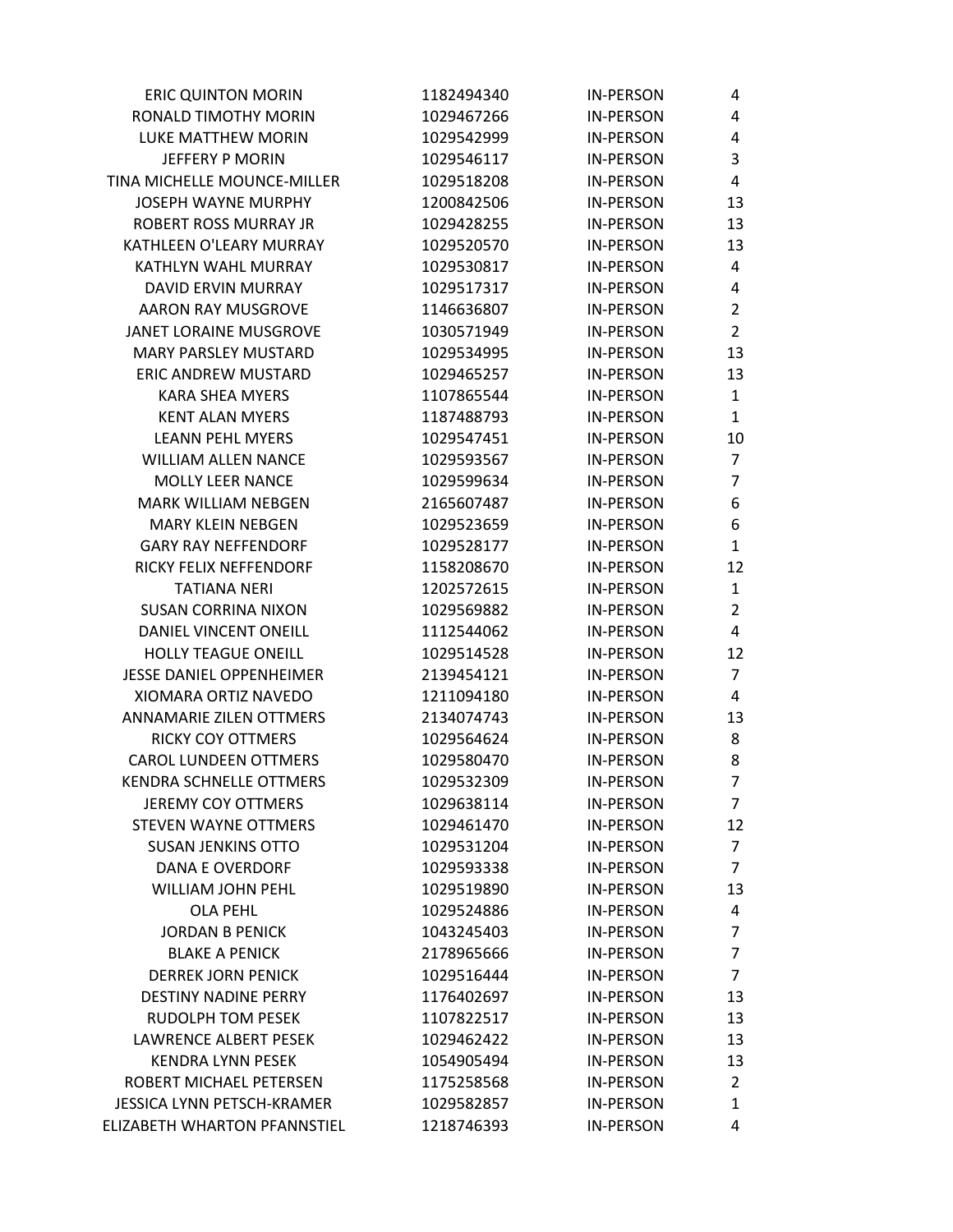| | | | |
|---|---|---|---|
| ERIC QUINTON MORIN | 1182494340 | IN-PERSON | 4 |
| RONALD TIMOTHY MORIN | 1029467266 | IN-PERSON | 4 |
| LUKE MATTHEW MORIN | 1029542999 | IN-PERSON | 4 |
| JEFFERY P MORIN | 1029546117 | IN-PERSON | 3 |
| TINA MICHELLE MOUNCE-MILLER | 1029518208 | IN-PERSON | 4 |
| JOSEPH WAYNE MURPHY | 1200842506 | IN-PERSON | 13 |
| ROBERT ROSS MURRAY JR | 1029428255 | IN-PERSON | 13 |
| KATHLEEN O'LEARY MURRAY | 1029520570 | IN-PERSON | 13 |
| KATHLYN WAHL MURRAY | 1029530817 | IN-PERSON | 4 |
| DAVID ERVIN MURRAY | 1029517317 | IN-PERSON | 4 |
| AARON RAY MUSGROVE | 1146636807 | IN-PERSON | 2 |
| JANET LORAINE MUSGROVE | 1030571949 | IN-PERSON | 2 |
| MARY PARSLEY MUSTARD | 1029534995 | IN-PERSON | 13 |
| ERIC ANDREW MUSTARD | 1029465257 | IN-PERSON | 13 |
| KARA SHEA MYERS | 1107865544 | IN-PERSON | 1 |
| KENT ALAN MYERS | 1187488793 | IN-PERSON | 1 |
| LEANN PEHL MYERS | 1029547451 | IN-PERSON | 10 |
| WILLIAM ALLEN NANCE | 1029593567 | IN-PERSON | 7 |
| MOLLY LEER NANCE | 1029599634 | IN-PERSON | 7 |
| MARK WILLIAM NEBGEN | 2165607487 | IN-PERSON | 6 |
| MARY KLEIN NEBGEN | 1029523659 | IN-PERSON | 6 |
| GARY RAY NEFFENDORF | 1029528177 | IN-PERSON | 1 |
| RICKY FELIX NEFFENDORF | 1158208670 | IN-PERSON | 12 |
| TATIANA NERI | 1202572615 | IN-PERSON | 1 |
| SUSAN CORRINA NIXON | 1029569882 | IN-PERSON | 2 |
| DANIEL VINCENT ONEILL | 1112544062 | IN-PERSON | 4 |
| HOLLY TEAGUE ONEILL | 1029514528 | IN-PERSON | 12 |
| JESSE DANIEL OPPENHEIMER | 2139454121 | IN-PERSON | 7 |
| XIOMARA ORTIZ NAVEDO | 1211094180 | IN-PERSON | 4 |
| ANNAMARIE ZILEN OTTMERS | 2134074743 | IN-PERSON | 13 |
| RICKY COY OTTMERS | 1029564624 | IN-PERSON | 8 |
| CAROL LUNDEEN OTTMERS | 1029580470 | IN-PERSON | 8 |
| KENDRA SCHNELLE OTTMERS | 1029532309 | IN-PERSON | 7 |
| JEREMY COY OTTMERS | 1029638114 | IN-PERSON | 7 |
| STEVEN WAYNE OTTMERS | 1029461470 | IN-PERSON | 12 |
| SUSAN JENKINS OTTO | 1029531204 | IN-PERSON | 7 |
| DANA E OVERDORF | 1029593338 | IN-PERSON | 7 |
| WILLIAM JOHN PEHL | 1029519890 | IN-PERSON | 13 |
| OLA PEHL | 1029524886 | IN-PERSON | 4 |
| JORDAN B PENICK | 1043245403 | IN-PERSON | 7 |
| BLAKE A PENICK | 2178965666 | IN-PERSON | 7 |
| DERREK JORN PENICK | 1029516444 | IN-PERSON | 7 |
| DESTINY NADINE PERRY | 1176402697 | IN-PERSON | 13 |
| RUDOLPH TOM PESEK | 1107822517 | IN-PERSON | 13 |
| LAWRENCE ALBERT PESEK | 1029462422 | IN-PERSON | 13 |
| KENDRA LYNN PESEK | 1054905494 | IN-PERSON | 13 |
| ROBERT MICHAEL PETERSEN | 1175258568 | IN-PERSON | 2 |
| JESSICA LYNN PETSCH-KRAMER | 1029582857 | IN-PERSON | 1 |
| ELIZABETH WHARTON PFANNSTIEL | 1218746393 | IN-PERSON | 4 |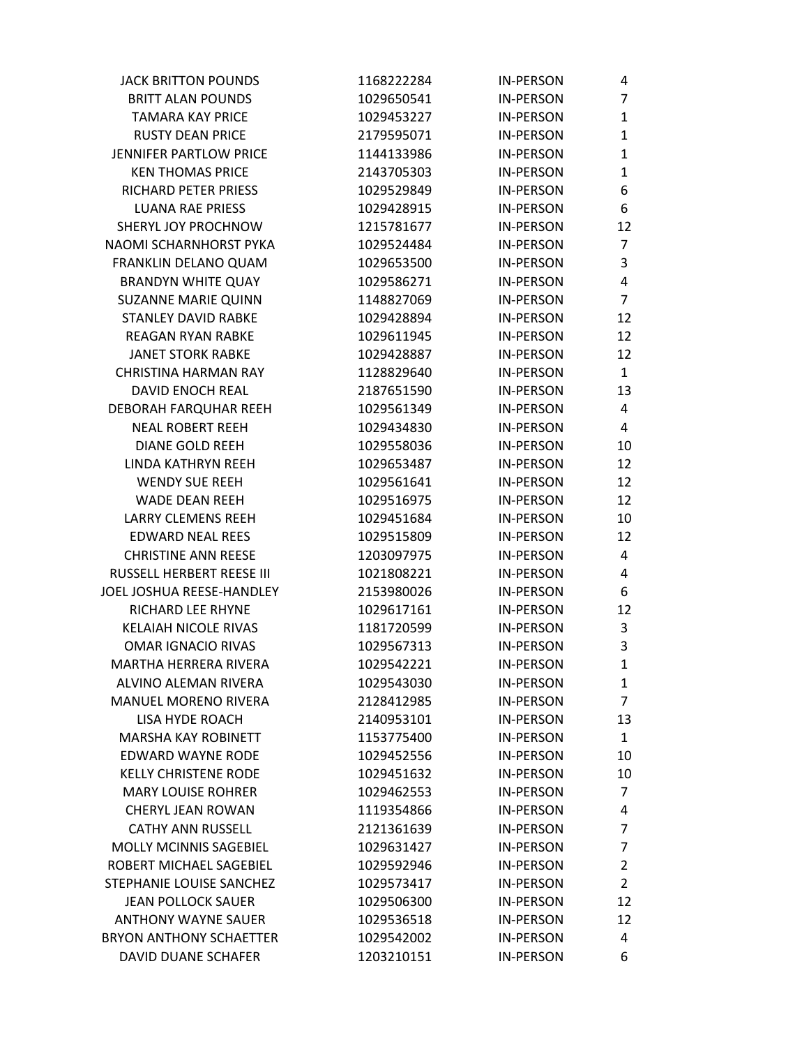| | | | |
|---|---|---|---|
| JACK BRITTON POUNDS | 1168222284 | IN-PERSON | 4 |
| BRITT ALAN POUNDS | 1029650541 | IN-PERSON | 7 |
| TAMARA KAY PRICE | 1029453227 | IN-PERSON | 1 |
| RUSTY DEAN PRICE | 2179595071 | IN-PERSON | 1 |
| JENNIFER PARTLOW PRICE | 1144133986 | IN-PERSON | 1 |
| KEN THOMAS PRICE | 2143705303 | IN-PERSON | 1 |
| RICHARD PETER PRIESS | 1029529849 | IN-PERSON | 6 |
| LUANA RAE PRIESS | 1029428915 | IN-PERSON | 6 |
| SHERYL JOY PROCHNOW | 1215781677 | IN-PERSON | 12 |
| NAOMI SCHARNHORST PYKA | 1029524484 | IN-PERSON | 7 |
| FRANKLIN DELANO QUAM | 1029653500 | IN-PERSON | 3 |
| BRANDYN WHITE QUAY | 1029586271 | IN-PERSON | 4 |
| SUZANNE MARIE QUINN | 1148827069 | IN-PERSON | 7 |
| STANLEY DAVID RABKE | 1029428894 | IN-PERSON | 12 |
| REAGAN RYAN RABKE | 1029611945 | IN-PERSON | 12 |
| JANET STORK RABKE | 1029428887 | IN-PERSON | 12 |
| CHRISTINA HARMAN RAY | 1128829640 | IN-PERSON | 1 |
| DAVID ENOCH REAL | 2187651590 | IN-PERSON | 13 |
| DEBORAH FARQUHAR REEH | 1029561349 | IN-PERSON | 4 |
| NEAL ROBERT REEH | 1029434830 | IN-PERSON | 4 |
| DIANE GOLD REEH | 1029558036 | IN-PERSON | 10 |
| LINDA KATHRYN REEH | 1029653487 | IN-PERSON | 12 |
| WENDY SUE REEH | 1029561641 | IN-PERSON | 12 |
| WADE DEAN REEH | 1029516975 | IN-PERSON | 12 |
| LARRY CLEMENS REEH | 1029451684 | IN-PERSON | 10 |
| EDWARD NEAL REES | 1029515809 | IN-PERSON | 12 |
| CHRISTINE ANN REESE | 1203097975 | IN-PERSON | 4 |
| RUSSELL HERBERT REESE III | 1021808221 | IN-PERSON | 4 |
| JOEL JOSHUA REESE-HANDLEY | 2153980026 | IN-PERSON | 6 |
| RICHARD LEE RHYNE | 1029617161 | IN-PERSON | 12 |
| KELAIAH NICOLE RIVAS | 1181720599 | IN-PERSON | 3 |
| OMAR IGNACIO RIVAS | 1029567313 | IN-PERSON | 3 |
| MARTHA HERRERA RIVERA | 1029542221 | IN-PERSON | 1 |
| ALVINO ALEMAN RIVERA | 1029543030 | IN-PERSON | 1 |
| MANUEL MORENO RIVERA | 2128412985 | IN-PERSON | 7 |
| LISA HYDE ROACH | 2140953101 | IN-PERSON | 13 |
| MARSHA KAY ROBINETT | 1153775400 | IN-PERSON | 1 |
| EDWARD WAYNE RODE | 1029452556 | IN-PERSON | 10 |
| KELLY CHRISTENE RODE | 1029451632 | IN-PERSON | 10 |
| MARY LOUISE ROHRER | 1029462553 | IN-PERSON | 7 |
| CHERYL JEAN ROWAN | 1119354866 | IN-PERSON | 4 |
| CATHY ANN RUSSELL | 2121361639 | IN-PERSON | 7 |
| MOLLY MCINNIS SAGEBIEL | 1029631427 | IN-PERSON | 7 |
| ROBERT MICHAEL SAGEBIEL | 1029592946 | IN-PERSON | 2 |
| STEPHANIE LOUISE SANCHEZ | 1029573417 | IN-PERSON | 2 |
| JEAN POLLOCK SAUER | 1029506300 | IN-PERSON | 12 |
| ANTHONY WAYNE SAUER | 1029536518 | IN-PERSON | 12 |
| BRYON ANTHONY SCHAETTER | 1029542002 | IN-PERSON | 4 |
| DAVID DUANE SCHAFER | 1203210151 | IN-PERSON | 6 |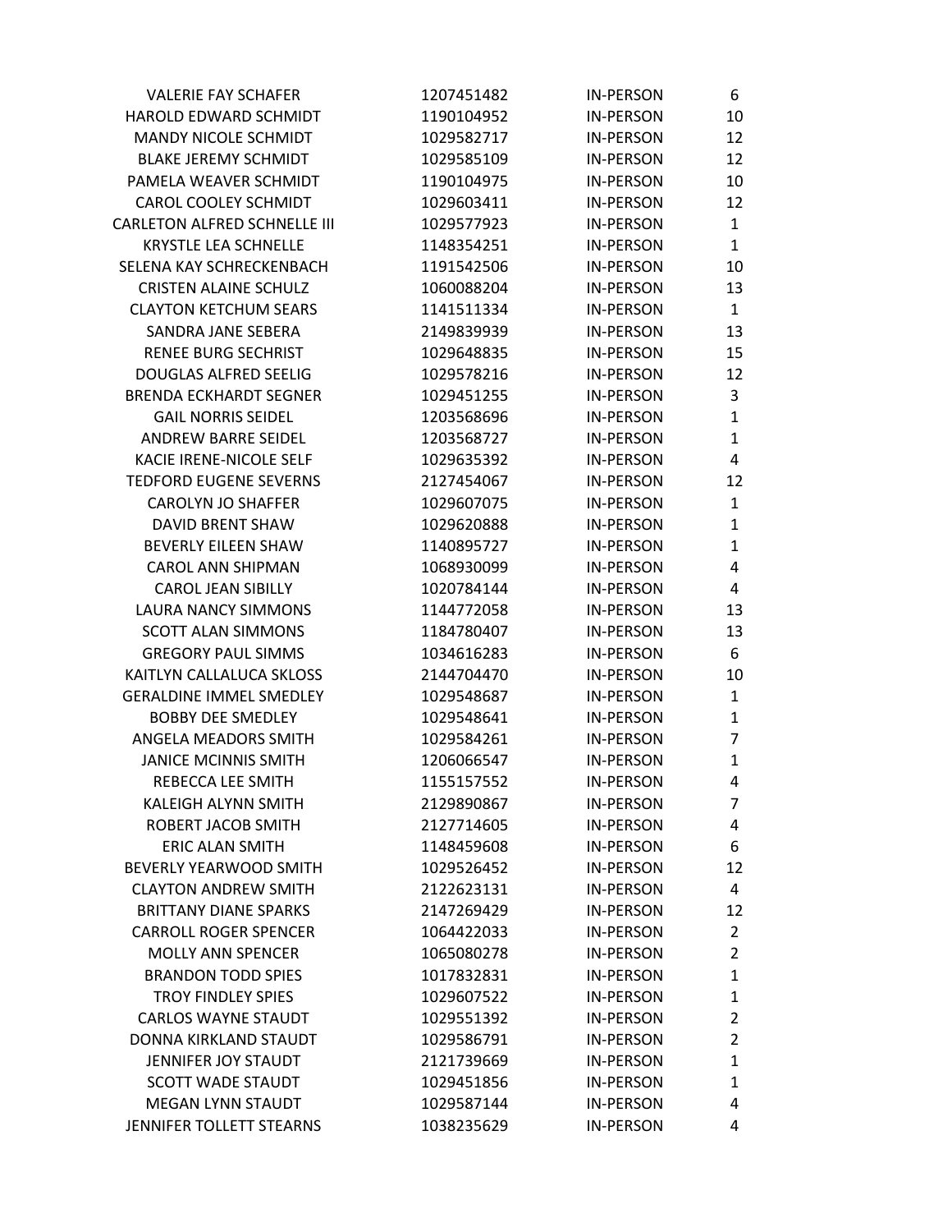| | | | |
|---|---|---|---|
| VALERIE FAY SCHAFER | 1207451482 | IN-PERSON | 6 |
| HAROLD EDWARD SCHMIDT | 1190104952 | IN-PERSON | 10 |
| MANDY NICOLE SCHMIDT | 1029582717 | IN-PERSON | 12 |
| BLAKE JEREMY SCHMIDT | 1029585109 | IN-PERSON | 12 |
| PAMELA WEAVER SCHMIDT | 1190104975 | IN-PERSON | 10 |
| CAROL COOLEY SCHMIDT | 1029603411 | IN-PERSON | 12 |
| CARLETON ALFRED SCHNELLE III | 1029577923 | IN-PERSON | 1 |
| KRYSTLE LEA SCHNELLE | 1148354251 | IN-PERSON | 1 |
| SELENA KAY SCHRECKENBACH | 1191542506 | IN-PERSON | 10 |
| CRISTEN ALAINE SCHULZ | 1060088204 | IN-PERSON | 13 |
| CLAYTON KETCHUM SEARS | 1141511334 | IN-PERSON | 1 |
| SANDRA JANE SEBERA | 2149839939 | IN-PERSON | 13 |
| RENEE BURG SECHRIST | 1029648835 | IN-PERSON | 15 |
| DOUGLAS ALFRED SEELIG | 1029578216 | IN-PERSON | 12 |
| BRENDA ECKHARDT SEGNER | 1029451255 | IN-PERSON | 3 |
| GAIL NORRIS SEIDEL | 1203568696 | IN-PERSON | 1 |
| ANDREW BARRE SEIDEL | 1203568727 | IN-PERSON | 1 |
| KACIE IRENE-NICOLE SELF | 1029635392 | IN-PERSON | 4 |
| TEDFORD EUGENE SEVERNS | 2127454067 | IN-PERSON | 12 |
| CAROLYN JO SHAFFER | 1029607075 | IN-PERSON | 1 |
| DAVID BRENT SHAW | 1029620888 | IN-PERSON | 1 |
| BEVERLY EILEEN SHAW | 1140895727 | IN-PERSON | 1 |
| CAROL ANN SHIPMAN | 1068930099 | IN-PERSON | 4 |
| CAROL JEAN SIBILLY | 1020784144 | IN-PERSON | 4 |
| LAURA NANCY SIMMONS | 1144772058 | IN-PERSON | 13 |
| SCOTT ALAN SIMMONS | 1184780407 | IN-PERSON | 13 |
| GREGORY PAUL SIMMS | 1034616283 | IN-PERSON | 6 |
| KAITLYN CALLALUCA SKLOSS | 2144704470 | IN-PERSON | 10 |
| GERALDINE IMMEL SMEDLEY | 1029548687 | IN-PERSON | 1 |
| BOBBY DEE SMEDLEY | 1029548641 | IN-PERSON | 1 |
| ANGELA MEADORS SMITH | 1029584261 | IN-PERSON | 7 |
| JANICE MCINNIS SMITH | 1206066547 | IN-PERSON | 1 |
| REBECCA LEE SMITH | 1155157552 | IN-PERSON | 4 |
| KALEIGH ALYNN SMITH | 2129890867 | IN-PERSON | 7 |
| ROBERT JACOB SMITH | 2127714605 | IN-PERSON | 4 |
| ERIC ALAN SMITH | 1148459608 | IN-PERSON | 6 |
| BEVERLY YEARWOOD SMITH | 1029526452 | IN-PERSON | 12 |
| CLAYTON ANDREW SMITH | 2122623131 | IN-PERSON | 4 |
| BRITTANY DIANE SPARKS | 2147269429 | IN-PERSON | 12 |
| CARROLL ROGER SPENCER | 1064422033 | IN-PERSON | 2 |
| MOLLY ANN SPENCER | 1065080278 | IN-PERSON | 2 |
| BRANDON TODD SPIES | 1017832831 | IN-PERSON | 1 |
| TROY FINDLEY SPIES | 1029607522 | IN-PERSON | 1 |
| CARLOS WAYNE STAUDT | 1029551392 | IN-PERSON | 2 |
| DONNA KIRKLAND STAUDT | 1029586791 | IN-PERSON | 2 |
| JENNIFER JOY STAUDT | 2121739669 | IN-PERSON | 1 |
| SCOTT WADE STAUDT | 1029451856 | IN-PERSON | 1 |
| MEGAN LYNN STAUDT | 1029587144 | IN-PERSON | 4 |
| JENNIFER TOLLETT STEARNS | 1038235629 | IN-PERSON | 4 |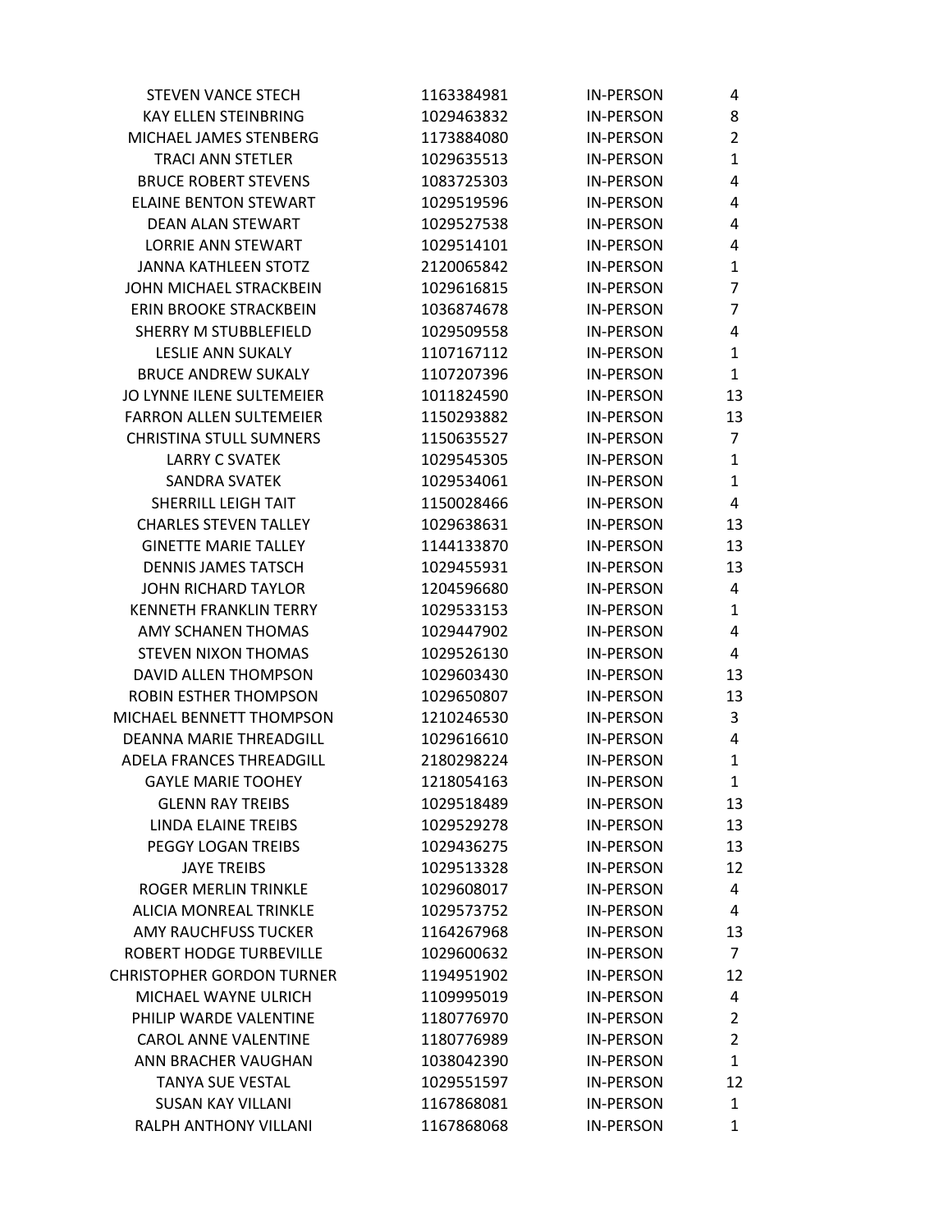| | | | |
|---|---|---|---|
| STEVEN VANCE STECH | 1163384981 | IN-PERSON | 4 |
| KAY ELLEN STEINBRING | 1029463832 | IN-PERSON | 8 |
| MICHAEL JAMES STENBERG | 1173884080 | IN-PERSON | 2 |
| TRACI ANN STETLER | 1029635513 | IN-PERSON | 1 |
| BRUCE ROBERT STEVENS | 1083725303 | IN-PERSON | 4 |
| ELAINE BENTON STEWART | 1029519596 | IN-PERSON | 4 |
| DEAN ALAN STEWART | 1029527538 | IN-PERSON | 4 |
| LORRIE ANN STEWART | 1029514101 | IN-PERSON | 4 |
| JANNA KATHLEEN STOTZ | 2120065842 | IN-PERSON | 1 |
| JOHN MICHAEL STRACKBEIN | 1029616815 | IN-PERSON | 7 |
| ERIN BROOKE STRACKBEIN | 1036874678 | IN-PERSON | 7 |
| SHERRY M STUBBLEFIELD | 1029509558 | IN-PERSON | 4 |
| LESLIE ANN SUKALY | 1107167112 | IN-PERSON | 1 |
| BRUCE ANDREW SUKALY | 1107207396 | IN-PERSON | 1 |
| JO LYNNE ILENE SULTEMEIER | 1011824590 | IN-PERSON | 13 |
| FARRON ALLEN SULTEMEIER | 1150293882 | IN-PERSON | 13 |
| CHRISTINA STULL SUMNERS | 1150635527 | IN-PERSON | 7 |
| LARRY C SVATEK | 1029545305 | IN-PERSON | 1 |
| SANDRA SVATEK | 1029534061 | IN-PERSON | 1 |
| SHERRILL LEIGH TAIT | 1150028466 | IN-PERSON | 4 |
| CHARLES STEVEN TALLEY | 1029638631 | IN-PERSON | 13 |
| GINETTE MARIE TALLEY | 1144133870 | IN-PERSON | 13 |
| DENNIS JAMES TATSCH | 1029455931 | IN-PERSON | 13 |
| JOHN RICHARD TAYLOR | 1204596680 | IN-PERSON | 4 |
| KENNETH FRANKLIN TERRY | 1029533153 | IN-PERSON | 1 |
| AMY SCHANEN THOMAS | 1029447902 | IN-PERSON | 4 |
| STEVEN NIXON THOMAS | 1029526130 | IN-PERSON | 4 |
| DAVID ALLEN THOMPSON | 1029603430 | IN-PERSON | 13 |
| ROBIN ESTHER THOMPSON | 1029650807 | IN-PERSON | 13 |
| MICHAEL BENNETT THOMPSON | 1210246530 | IN-PERSON | 3 |
| DEANNA MARIE THREADGILL | 1029616610 | IN-PERSON | 4 |
| ADELA FRANCES THREADGILL | 2180298224 | IN-PERSON | 1 |
| GAYLE MARIE TOOHEY | 1218054163 | IN-PERSON | 1 |
| GLENN RAY TREIBS | 1029518489 | IN-PERSON | 13 |
| LINDA ELAINE TREIBS | 1029529278 | IN-PERSON | 13 |
| PEGGY LOGAN TREIBS | 1029436275 | IN-PERSON | 13 |
| JAYE TREIBS | 1029513328 | IN-PERSON | 12 |
| ROGER MERLIN TRINKLE | 1029608017 | IN-PERSON | 4 |
| ALICIA MONREAL TRINKLE | 1029573752 | IN-PERSON | 4 |
| AMY RAUCHFUSS TUCKER | 1164267968 | IN-PERSON | 13 |
| ROBERT HODGE TURBEVILLE | 1029600632 | IN-PERSON | 7 |
| CHRISTOPHER GORDON TURNER | 1194951902 | IN-PERSON | 12 |
| MICHAEL WAYNE ULRICH | 1109995019 | IN-PERSON | 4 |
| PHILIP WARDE VALENTINE | 1180776970 | IN-PERSON | 2 |
| CAROL ANNE VALENTINE | 1180776989 | IN-PERSON | 2 |
| ANN BRACHER VAUGHAN | 1038042390 | IN-PERSON | 1 |
| TANYA SUE VESTAL | 1029551597 | IN-PERSON | 12 |
| SUSAN KAY VILLANI | 1167868081 | IN-PERSON | 1 |
| RALPH ANTHONY VILLANI | 1167868068 | IN-PERSON | 1 |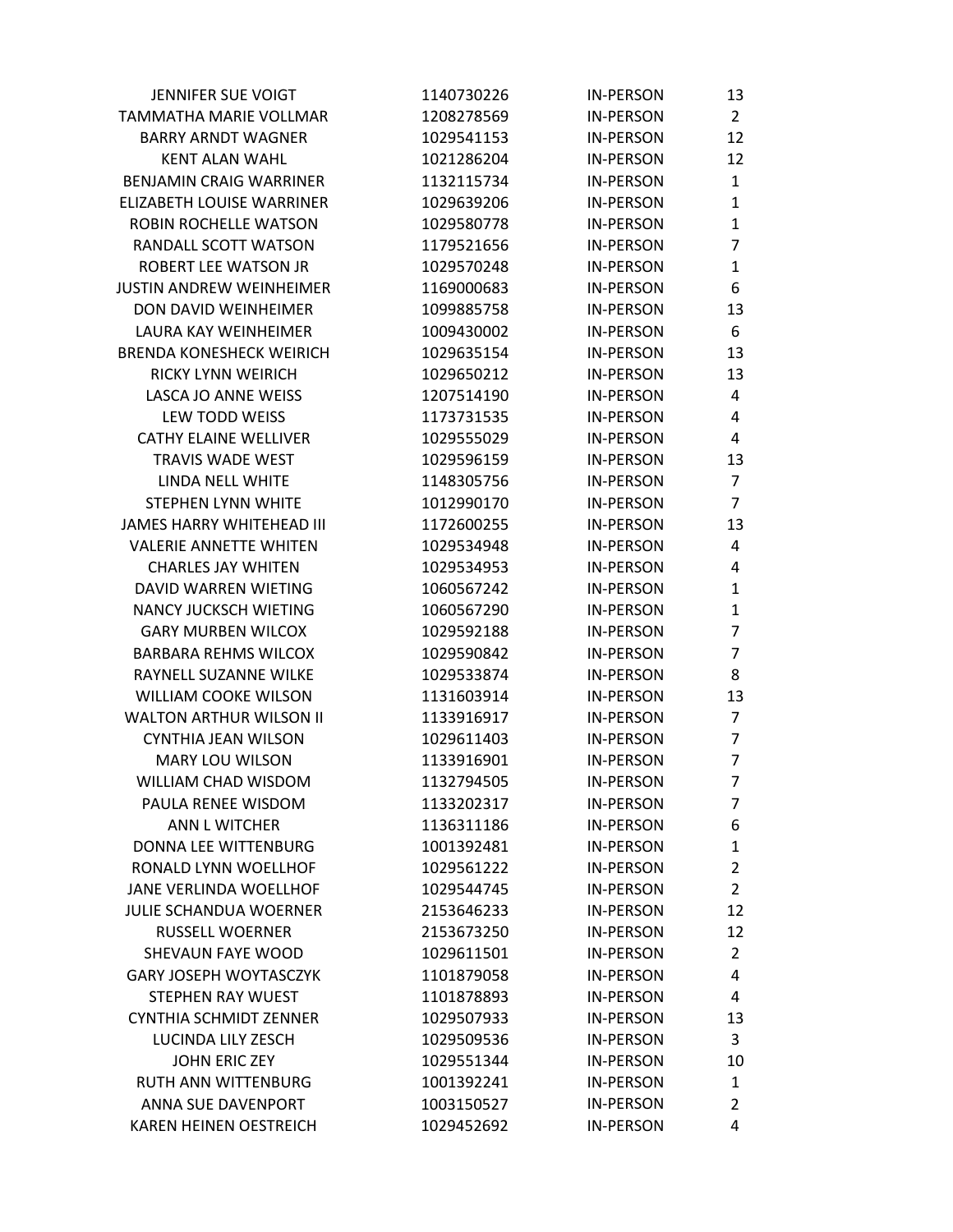| | | | |
|---|---|---|---|
| JENNIFER SUE VOIGT | 1140730226 | IN-PERSON | 13 |
| TAMMATHA MARIE VOLLMAR | 1208278569 | IN-PERSON | 2 |
| BARRY ARNDT WAGNER | 1029541153 | IN-PERSON | 12 |
| KENT ALAN WAHL | 1021286204 | IN-PERSON | 12 |
| BENJAMIN CRAIG WARRINER | 1132115734 | IN-PERSON | 1 |
| ELIZABETH LOUISE WARRINER | 1029639206 | IN-PERSON | 1 |
| ROBIN ROCHELLE WATSON | 1029580778 | IN-PERSON | 1 |
| RANDALL SCOTT WATSON | 1179521656 | IN-PERSON | 7 |
| ROBERT LEE WATSON JR | 1029570248 | IN-PERSON | 1 |
| JUSTIN ANDREW WEINHEIMER | 1169000683 | IN-PERSON | 6 |
| DON DAVID WEINHEIMER | 1099885758 | IN-PERSON | 13 |
| LAURA KAY WEINHEIMER | 1009430002 | IN-PERSON | 6 |
| BRENDA KONESHECK WEIRICH | 1029635154 | IN-PERSON | 13 |
| RICKY LYNN WEIRICH | 1029650212 | IN-PERSON | 13 |
| LASCA JO ANNE WEISS | 1207514190 | IN-PERSON | 4 |
| LEW TODD WEISS | 1173731535 | IN-PERSON | 4 |
| CATHY ELAINE WELLIVER | 1029555029 | IN-PERSON | 4 |
| TRAVIS WADE WEST | 1029596159 | IN-PERSON | 13 |
| LINDA NELL WHITE | 1148305756 | IN-PERSON | 7 |
| STEPHEN LYNN WHITE | 1012990170 | IN-PERSON | 7 |
| JAMES HARRY WHITEHEAD III | 1172600255 | IN-PERSON | 13 |
| VALERIE ANNETTE WHITEN | 1029534948 | IN-PERSON | 4 |
| CHARLES JAY WHITEN | 1029534953 | IN-PERSON | 4 |
| DAVID WARREN WIETING | 1060567242 | IN-PERSON | 1 |
| NANCY JUCKSCH WIETING | 1060567290 | IN-PERSON | 1 |
| GARY MURBEN WILCOX | 1029592188 | IN-PERSON | 7 |
| BARBARA REHMS WILCOX | 1029590842 | IN-PERSON | 7 |
| RAYNELL SUZANNE WILKE | 1029533874 | IN-PERSON | 8 |
| WILLIAM COOKE WILSON | 1131603914 | IN-PERSON | 13 |
| WALTON ARTHUR WILSON II | 1133916917 | IN-PERSON | 7 |
| CYNTHIA JEAN WILSON | 1029611403 | IN-PERSON | 7 |
| MARY LOU WILSON | 1133916901 | IN-PERSON | 7 |
| WILLIAM CHAD WISDOM | 1132794505 | IN-PERSON | 7 |
| PAULA RENEE WISDOM | 1133202317 | IN-PERSON | 7 |
| ANN L WITCHER | 1136311186 | IN-PERSON | 6 |
| DONNA LEE WITTENBURG | 1001392481 | IN-PERSON | 1 |
| RONALD LYNN WOELLHOF | 1029561222 | IN-PERSON | 2 |
| JANE VERLINDA WOELLHOF | 1029544745 | IN-PERSON | 2 |
| JULIE SCHANDUA WOERNER | 2153646233 | IN-PERSON | 12 |
| RUSSELL WOERNER | 2153673250 | IN-PERSON | 12 |
| SHEVAUN FAYE WOOD | 1029611501 | IN-PERSON | 2 |
| GARY JOSEPH WOYTASCZYK | 1101879058 | IN-PERSON | 4 |
| STEPHEN RAY WUEST | 1101878893 | IN-PERSON | 4 |
| CYNTHIA SCHMIDT ZENNER | 1029507933 | IN-PERSON | 13 |
| LUCINDA LILY ZESCH | 1029509536 | IN-PERSON | 3 |
| JOHN ERIC ZEY | 1029551344 | IN-PERSON | 10 |
| RUTH ANN WITTENBURG | 1001392241 | IN-PERSON | 1 |
| ANNA SUE DAVENPORT | 1003150527 | IN-PERSON | 2 |
| KAREN HEINEN OESTREICH | 1029452692 | IN-PERSON | 4 |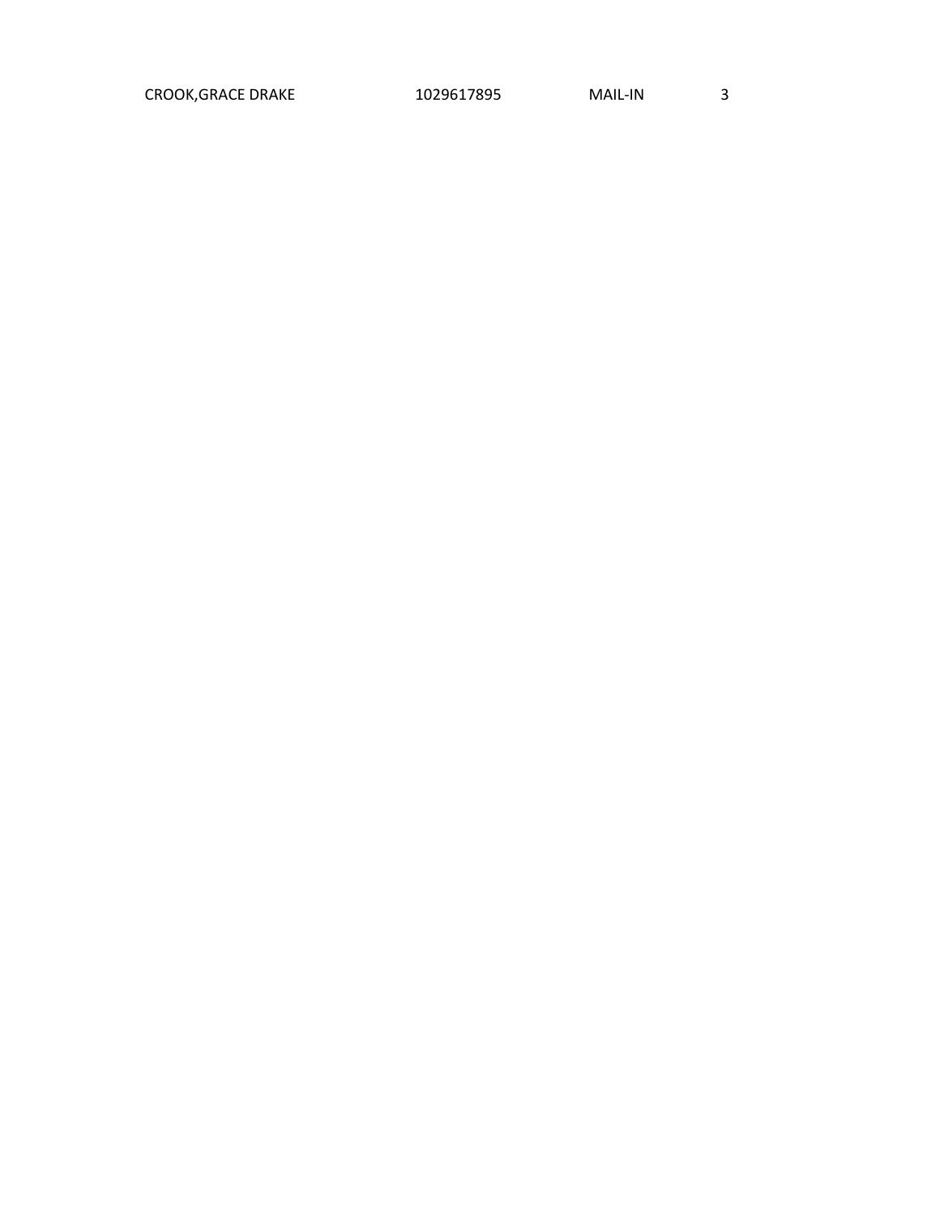| | | | |
|---|---|---|---|
| CROOK,GRACE DRAKE | 1029617895 | MAIL-IN | 3 |